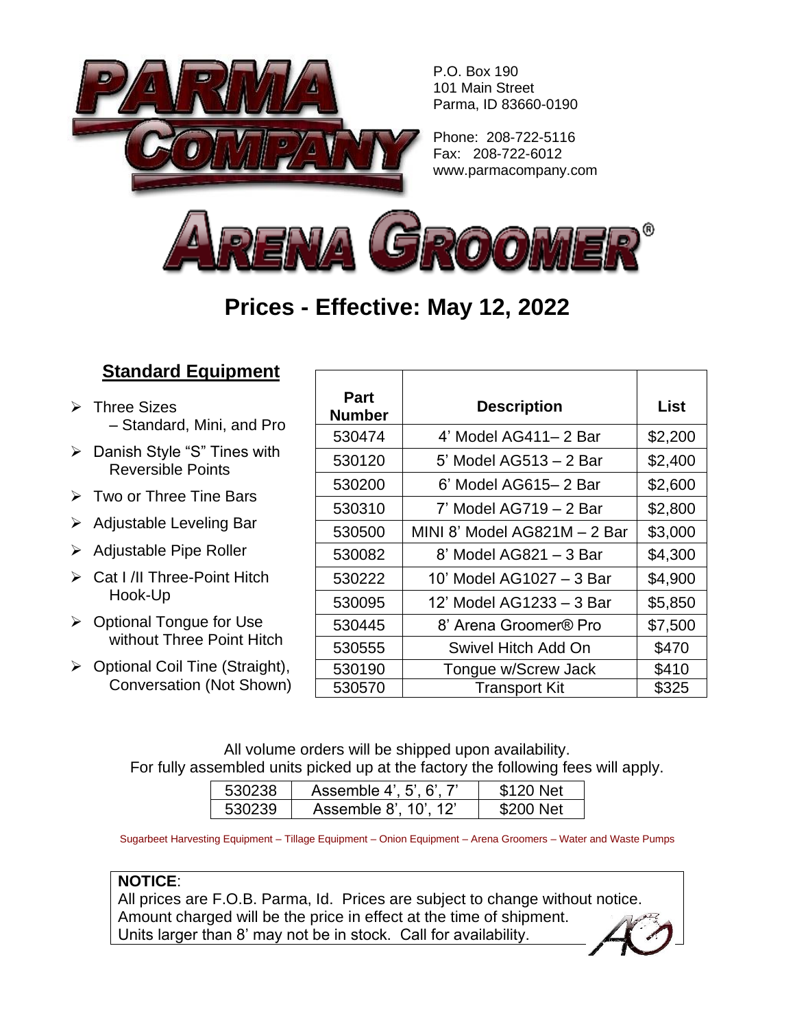# PARMA COMPANY

P.O. Box 190
101 Main Street
Parma, ID 83660-0190

Phone: 208-722-5116
Fax: 208-722-6012
www.parmacompany.com

# ARENA GROOMER®

## Prices - Effective: May 12, 2022

### Standard Equipment

- Three Sizes
  – Standard, Mini, and Pro
- Danish Style "S" Tines with Reversible Points
- Two or Three Tine Bars
- Adjustable Leveling Bar
- Adjustable Pipe Roller
- Cat I /II Three-Point Hitch Hook-Up
- Optional Tongue for Use without Three Point Hitch
- Optional Coil Tine (Straight), Conversation (Not Shown)

| Part Number | Description | List |
|---|---|---|
| 530474 | 4' Model AG411– 2 Bar | $2,200 |
| 530120 | 5' Model AG513 – 2 Bar | $2,400 |
| 530200 | 6' Model AG615– 2 Bar | $2,600 |
| 530310 | 7' Model AG719 – 2 Bar | $2,800 |
| 530500 | MINI 8' Model AG821M – 2 Bar | $3,000 |
| 530082 | 8' Model AG821 – 3 Bar | $4,300 |
| 530222 | 10' Model AG1027 – 3 Bar | $4,900 |
| 530095 | 12' Model AG1233 – 3 Bar | $5,850 |
| 530445 | 8' Arena Groomer® Pro | $7,500 |
| 530555 | Swivel Hitch Add On | $470 |
| 530190 | Tongue w/Screw Jack | $410 |
| 530570 | Transport Kit | $325 |

All volume orders will be shipped upon availability.
For fully assembled units picked up at the factory the following fees will apply.

| | | |
|---|---|---|
| 530238 | Assemble 4', 5', 6', 7' | $120 Net |
| 530239 | Assemble 8', 10', 12' | $200 Net |

Sugarbeet Harvesting Equipment – Tillage Equipment – Onion Equipment – Arena Groomers – Water and Waste Pumps

**NOTICE**:
All prices are F.O.B. Parma, Id. Prices are subject to change without notice. Amount charged will be the price in effect at the time of shipment. Units larger than 8' may not be in stock. Call for availability.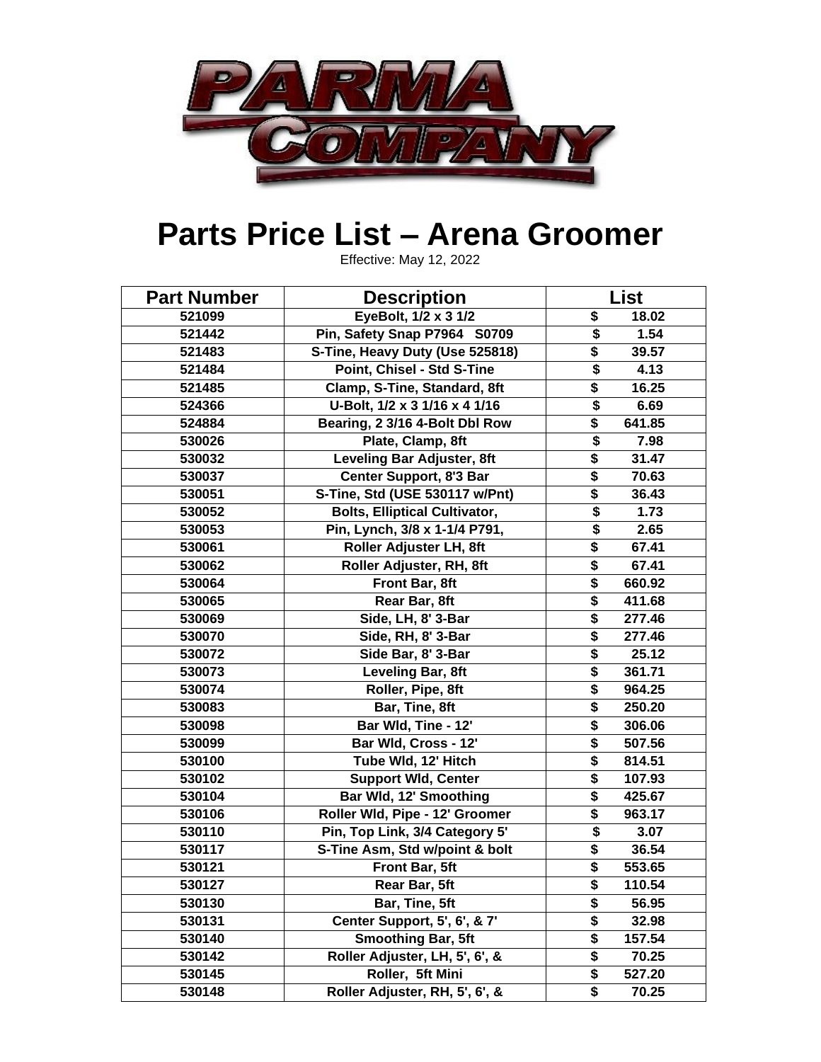# Parts Price List – Arena Groomer

Effective: May 12, 2022

| Part Number | Description | List |
|---|---|---|
| 521099 | EyeBolt, 1/2 x 3 1/2 | $ 18.02 |
| 521442 | Pin, Safety Snap P7964 S0709 | $ 1.54 |
| 521483 | S-Tine, Heavy Duty (Use 525818) | $ 39.57 |
| 521484 | Point, Chisel - Std S-Tine | $ 4.13 |
| 521485 | Clamp, S-Tine, Standard, 8ft | $ 16.25 |
| 524366 | U-Bolt, 1/2 x 3 1/16 x 4 1/16 | $ 6.69 |
| 524884 | Bearing, 2 3/16 4-Bolt Dbl Row | $ 641.85 |
| 530026 | Plate, Clamp, 8ft | $ 7.98 |
| 530032 | Leveling Bar Adjuster, 8ft | $ 31.47 |
| 530037 | Center Support, 8'3 Bar | $ 70.63 |
| 530051 | S-Tine, Std (USE 530117 w/Pnt) | $ 36.43 |
| 530052 | Bolts, Elliptical Cultivator, | $ 1.73 |
| 530053 | Pin, Lynch, 3/8 x 1-1/4 P791, | $ 2.65 |
| 530061 | Roller Adjuster LH, 8ft | $ 67.41 |
| 530062 | Roller Adjuster, RH, 8ft | $ 67.41 |
| 530064 | Front Bar, 8ft | $ 660.92 |
| 530065 | Rear Bar, 8ft | $ 411.68 |
| 530069 | Side, LH, 8' 3-Bar | $ 277.46 |
| 530070 | Side, RH, 8' 3-Bar | $ 277.46 |
| 530072 | Side Bar, 8' 3-Bar | $ 25.12 |
| 530073 | Leveling Bar, 8ft | $ 361.71 |
| 530074 | Roller, Pipe, 8ft | $ 964.25 |
| 530083 | Bar, Tine, 8ft | $ 250.20 |
| 530098 | Bar Wld, Tine - 12' | $ 306.06 |
| 530099 | Bar Wld, Cross - 12' | $ 507.56 |
| 530100 | Tube Wld, 12' Hitch | $ 814.51 |
| 530102 | Support Wld, Center | $ 107.93 |
| 530104 | Bar Wld, 12' Smoothing | $ 425.67 |
| 530106 | Roller Wld, Pipe - 12' Groomer | $ 963.17 |
| 530110 | Pin, Top Link, 3/4 Category 5' | $ 3.07 |
| 530117 | S-Tine Asm, Std w/point & bolt | $ 36.54 |
| 530121 | Front Bar, 5ft | $ 553.65 |
| 530127 | Rear Bar, 5ft | $ 110.54 |
| 530130 | Bar, Tine, 5ft | $ 56.95 |
| 530131 | Center Support, 5', 6', & 7' | $ 32.98 |
| 530140 | Smoothing Bar, 5ft | $ 157.54 |
| 530142 | Roller Adjuster, LH, 5', 6', & | $ 70.25 |
| 530145 | Roller, 5ft Mini | $ 527.20 |
| 530148 | Roller Adjuster, RH, 5', 6', & | $ 70.25 |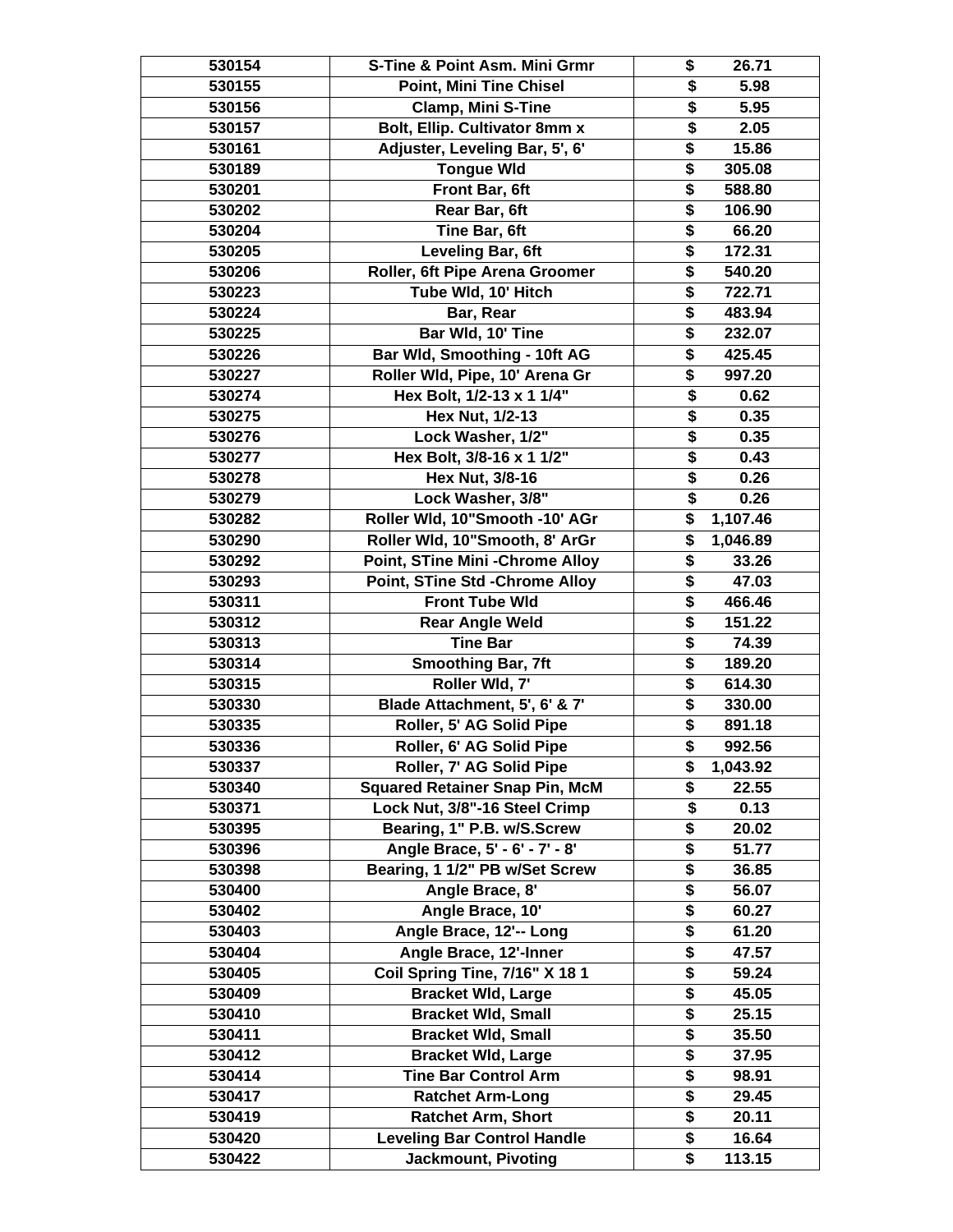| 530154 | S-Tine & Point Asm. Mini Grmr | $ 26.71 |
|---|---|---|
| 530155 | Point, Mini Tine Chisel | $ 5.98 |
| 530156 | Clamp, Mini S-Tine | $ 5.95 |
| 530157 | Bolt, Ellip. Cultivator 8mm x | $ 2.05 |
| 530161 | Adjuster, Leveling Bar, 5', 6' | $ 15.86 |
| 530189 | Tongue Wld | $ 305.08 |
| 530201 | Front Bar, 6ft | $ 588.80 |
| 530202 | Rear Bar, 6ft | $ 106.90 |
| 530204 | Tine Bar, 6ft | $ 66.20 |
| 530205 | Leveling Bar, 6ft | $ 172.31 |
| 530206 | Roller, 6ft Pipe Arena Groomer | $ 540.20 |
| 530223 | Tube Wld, 10' Hitch | $ 722.71 |
| 530224 | Bar, Rear | $ 483.94 |
| 530225 | Bar Wld, 10' Tine | $ 232.07 |
| 530226 | Bar Wld, Smoothing - 10ft AG | $ 425.45 |
| 530227 | Roller Wld, Pipe, 10' Arena Gr | $ 997.20 |
| 530274 | Hex Bolt, 1/2-13 x 1 1/4" | $ 0.62 |
| 530275 | Hex Nut, 1/2-13 | $ 0.35 |
| 530276 | Lock Washer, 1/2" | $ 0.35 |
| 530277 | Hex Bolt, 3/8-16 x 1 1/2" | $ 0.43 |
| 530278 | Hex Nut, 3/8-16 | $ 0.26 |
| 530279 | Lock Washer, 3/8" | $ 0.26 |
| 530282 | Roller Wld, 10"Smooth -10' AGr | $ 1,107.46 |
| 530290 | Roller Wld, 10"Smooth, 8' ArGr | $ 1,046.89 |
| 530292 | Point, STine Mini -Chrome Alloy | $ 33.26 |
| 530293 | Point, STine Std -Chrome Alloy | $ 47.03 |
| 530311 | Front Tube Wld | $ 466.46 |
| 530312 | Rear Angle Weld | $ 151.22 |
| 530313 | Tine Bar | $ 74.39 |
| 530314 | Smoothing Bar, 7ft | $ 189.20 |
| 530315 | Roller Wld, 7' | $ 614.30 |
| 530330 | Blade Attachment, 5', 6' & 7' | $ 330.00 |
| 530335 | Roller, 5' AG Solid Pipe | $ 891.18 |
| 530336 | Roller, 6' AG Solid Pipe | $ 992.56 |
| 530337 | Roller, 7' AG Solid Pipe | $ 1,043.92 |
| 530340 | Squared Retainer Snap Pin, McM | $ 22.55 |
| 530371 | Lock Nut, 3/8"-16 Steel Crimp | $ 0.13 |
| 530395 | Bearing, 1" P.B. w/S.Screw | $ 20.02 |
| 530396 | Angle Brace, 5' - 6' - 7' - 8' | $ 51.77 |
| 530398 | Bearing, 1 1/2" PB w/Set Screw | $ 36.85 |
| 530400 | Angle Brace, 8' | $ 56.07 |
| 530402 | Angle Brace, 10' | $ 60.27 |
| 530403 | Angle Brace, 12'-- Long | $ 61.20 |
| 530404 | Angle Brace, 12'-Inner | $ 47.57 |
| 530405 | Coil Spring Tine, 7/16" X 18 1 | $ 59.24 |
| 530409 | Bracket Wld, Large | $ 45.05 |
| 530410 | Bracket Wld, Small | $ 25.15 |
| 530411 | Bracket Wld, Small | $ 35.50 |
| 530412 | Bracket Wld, Large | $ 37.95 |
| 530414 | Tine Bar Control Arm | $ 98.91 |
| 530417 | Ratchet Arm-Long | $ 29.45 |
| 530419 | Ratchet Arm, Short | $ 20.11 |
| 530420 | Leveling Bar Control Handle | $ 16.64 |
| 530422 | Jackmount, Pivoting | $ 113.15 |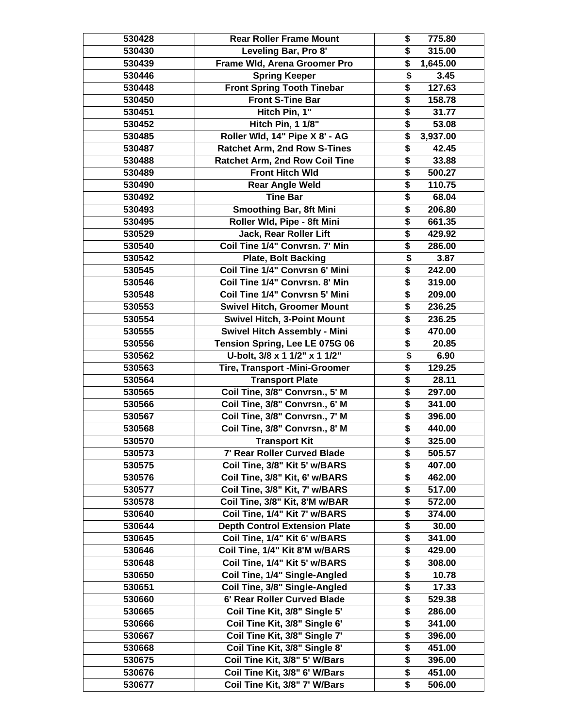| 530428 | Rear Roller Frame Mount | $ 775.80 |
|---|---|---|
| 530430 | Leveling Bar, Pro 8' | $ 315.00 |
| 530439 | Frame Wld, Arena Groomer Pro | $ 1,645.00 |
| 530446 | Spring Keeper | $ 3.45 |
| 530448 | Front Spring Tooth Tinebar | $ 127.63 |
| 530450 | Front S-Tine Bar | $ 158.78 |
| 530451 | Hitch Pin, 1" | $ 31.77 |
| 530452 | Hitch Pin, 1 1/8" | $ 53.08 |
| 530485 | Roller Wld, 14" Pipe X 8' - AG | $ 3,937.00 |
| 530487 | Ratchet Arm, 2nd Row S-Tines | $ 42.45 |
| 530488 | Ratchet Arm, 2nd Row Coil Tine | $ 33.88 |
| 530489 | Front Hitch Wld | $ 500.27 |
| 530490 | Rear Angle Weld | $ 110.75 |
| 530492 | Tine Bar | $ 68.04 |
| 530493 | Smoothing Bar, 8ft Mini | $ 206.80 |
| 530495 | Roller Wld, Pipe - 8ft Mini | $ 661.35 |
| 530529 | Jack, Rear Roller Lift | $ 429.92 |
| 530540 | Coil Tine 1/4" Convrsn. 7' Min | $ 286.00 |
| 530542 | Plate, Bolt Backing | $ 3.87 |
| 530545 | Coil Tine 1/4" Convrsn 6' Mini | $ 242.00 |
| 530546 | Coil Tine 1/4" Convrsn. 8' Min | $ 319.00 |
| 530548 | Coil Tine 1/4" Convrsn 5' Mini | $ 209.00 |
| 530553 | Swivel Hitch, Groomer Mount | $ 236.25 |
| 530554 | Swivel Hitch, 3-Point Mount | $ 236.25 |
| 530555 | Swivel Hitch Assembly - Mini | $ 470.00 |
| 530556 | Tension Spring, Lee LE 075G 06 | $ 20.85 |
| 530562 | U-bolt, 3/8 x 1 1/2" x 1 1/2" | $ 6.90 |
| 530563 | Tire, Transport -Mini-Groomer | $ 129.25 |
| 530564 | Transport Plate | $ 28.11 |
| 530565 | Coil Tine, 3/8" Convrsn., 5' M | $ 297.00 |
| 530566 | Coil Tine, 3/8" Convrsn., 6' M | $ 341.00 |
| 530567 | Coil Tine, 3/8" Convrsn., 7' M | $ 396.00 |
| 530568 | Coil Tine, 3/8" Convrsn., 8' M | $ 440.00 |
| 530570 | Transport Kit | $ 325.00 |
| 530573 | 7' Rear Roller Curved Blade | $ 505.57 |
| 530575 | Coil Tine, 3/8" Kit 5' w/BARS | $ 407.00 |
| 530576 | Coil Tine, 3/8" Kit, 6' w/BARS | $ 462.00 |
| 530577 | Coil Tine, 3/8" Kit, 7' w/BARS | $ 517.00 |
| 530578 | Coil Tine, 3/8" Kit, 8'M w/BAR | $ 572.00 |
| 530640 | Coil Tine, 1/4" Kit 7' w/BARS | $ 374.00 |
| 530644 | Depth Control Extension Plate | $ 30.00 |
| 530645 | Coil Tine, 1/4" Kit 6' w/BARS | $ 341.00 |
| 530646 | Coil Tine, 1/4" Kit 8'M w/BARS | $ 429.00 |
| 530648 | Coil Tine, 1/4" Kit 5' w/BARS | $ 308.00 |
| 530650 | Coil Tine, 1/4" Single-Angled | $ 10.78 |
| 530651 | Coil Tine, 3/8" Single-Angled | $ 17.33 |
| 530660 | 6' Rear Roller Curved Blade | $ 529.38 |
| 530665 | Coil Tine Kit, 3/8" Single 5' | $ 286.00 |
| 530666 | Coil Tine Kit, 3/8" Single 6' | $ 341.00 |
| 530667 | Coil Tine Kit, 3/8" Single 7' | $ 396.00 |
| 530668 | Coil Tine Kit, 3/8" Single 8' | $ 451.00 |
| 530675 | Coil Tine Kit, 3/8" 5' W/Bars | $ 396.00 |
| 530676 | Coil Tine Kit, 3/8" 6' W/Bars | $ 451.00 |
| 530677 | Coil Tine Kit, 3/8" 7' W/Bars | $ 506.00 |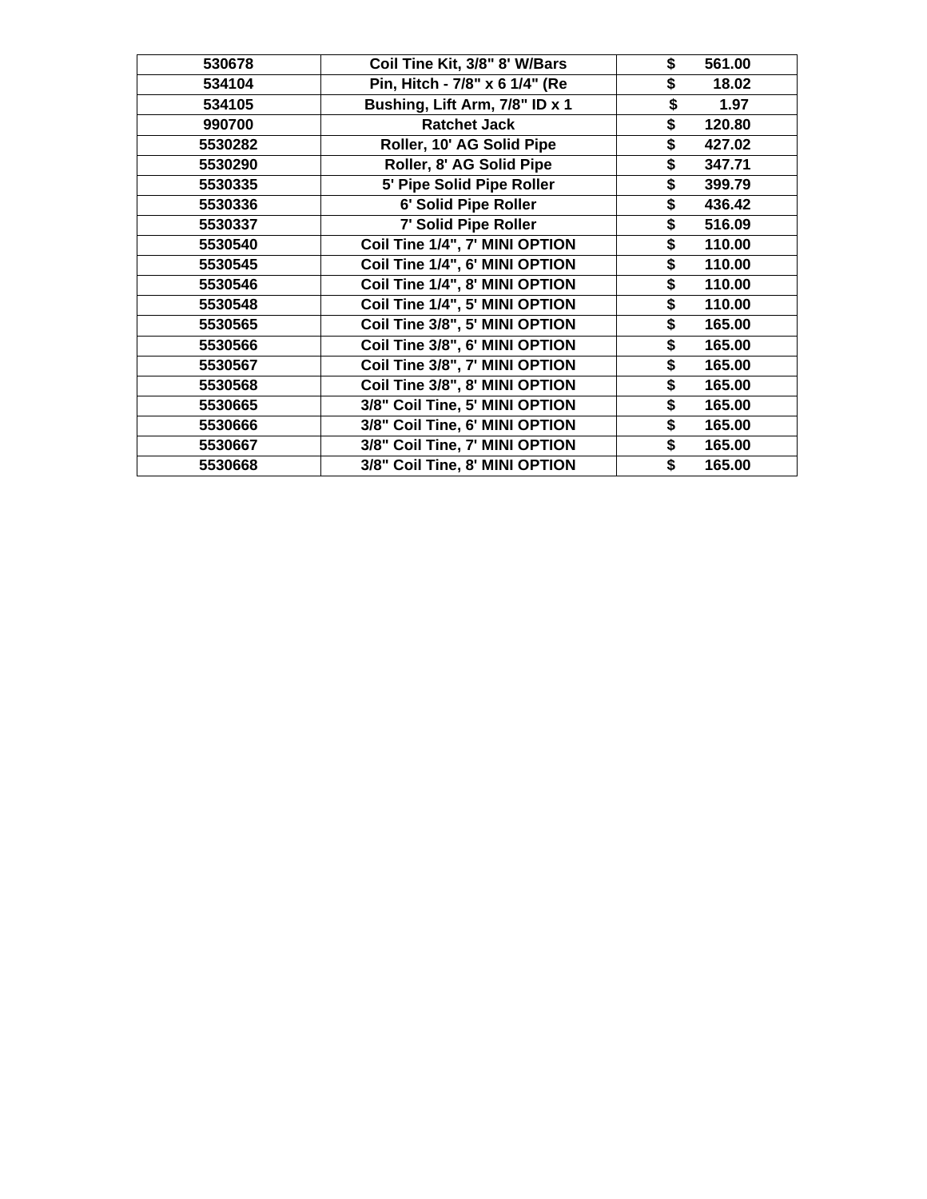| | | | |
|---|---|---|---|
| 530678 | Coil Tine Kit, 3/8" 8' W/Bars | $ | 561.00 |
| 534104 | Pin, Hitch - 7/8" x 6 1/4" (Re | $ | 18.02 |
| 534105 | Bushing, Lift Arm, 7/8" ID x 1 | $ | 1.97 |
| 990700 | Ratchet Jack | $ | 120.80 |
| 5530282 | Roller, 10' AG Solid Pipe | $ | 427.02 |
| 5530290 | Roller, 8' AG Solid Pipe | $ | 347.71 |
| 5530335 | 5' Pipe Solid Pipe Roller | $ | 399.79 |
| 5530336 | 6' Solid Pipe Roller | $ | 436.42 |
| 5530337 | 7' Solid Pipe Roller | $ | 516.09 |
| 5530540 | Coil Tine 1/4", 7' MINI OPTION | $ | 110.00 |
| 5530545 | Coil Tine 1/4", 6' MINI OPTION | $ | 110.00 |
| 5530546 | Coil Tine 1/4", 8' MINI OPTION | $ | 110.00 |
| 5530548 | Coil Tine 1/4", 5' MINI OPTION | $ | 110.00 |
| 5530565 | Coil Tine 3/8", 5' MINI OPTION | $ | 165.00 |
| 5530566 | Coil Tine 3/8", 6' MINI OPTION | $ | 165.00 |
| 5530567 | Coil Tine 3/8", 7' MINI OPTION | $ | 165.00 |
| 5530568 | Coil Tine 3/8", 8' MINI OPTION | $ | 165.00 |
| 5530665 | 3/8" Coil Tine, 5' MINI OPTION | $ | 165.00 |
| 5530666 | 3/8" Coil Tine, 6' MINI OPTION | $ | 165.00 |
| 5530667 | 3/8" Coil Tine, 7' MINI OPTION | $ | 165.00 |
| 5530668 | 3/8" Coil Tine, 8' MINI OPTION | $ | 165.00 |